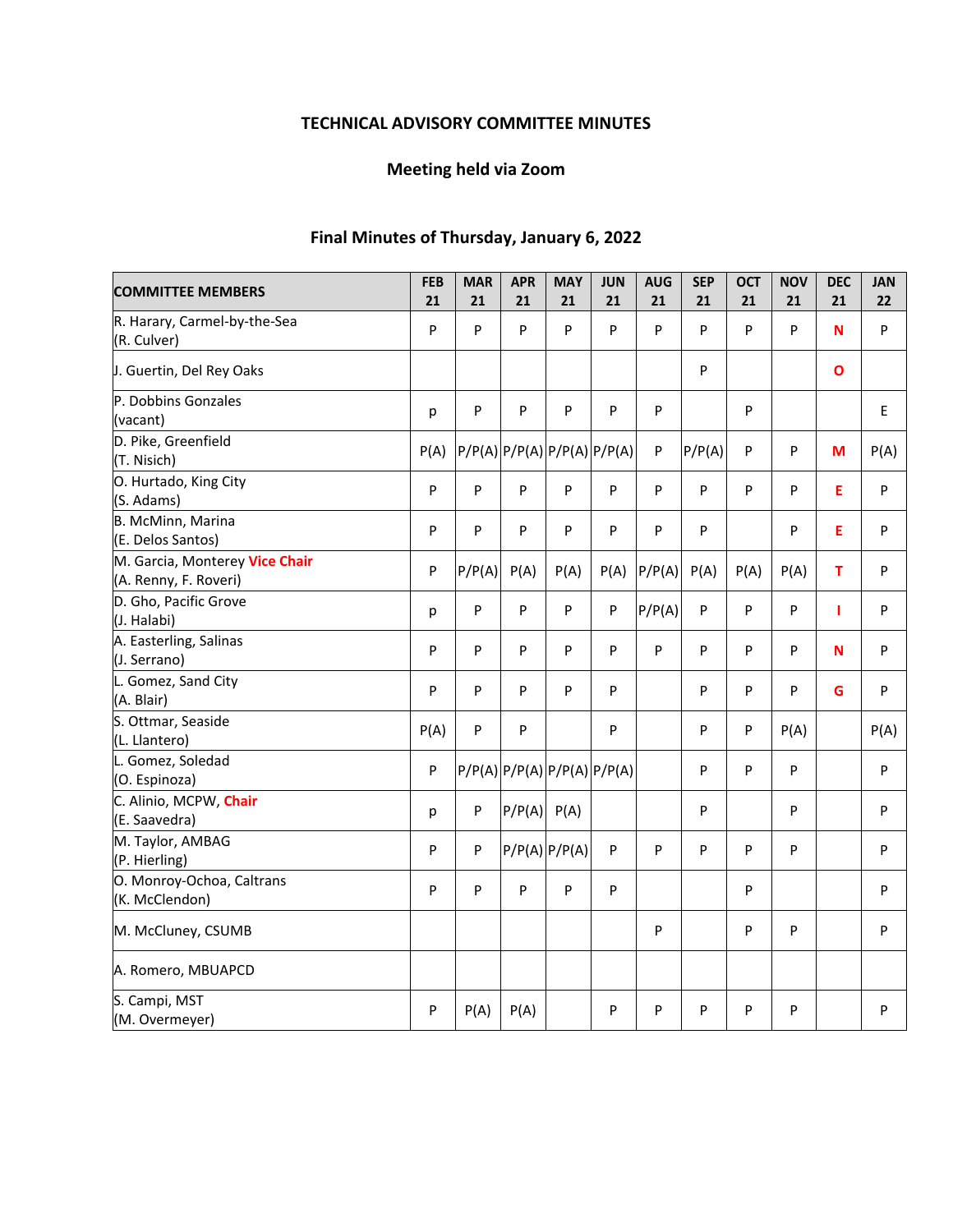**TECHNICAL ADVISORY COMMITTEE MINUTES**

**Meeting held via Zoom**

**Final Minutes of Thursday, January 6, 2022**

| COMMITTEE MEMBERS | FEB 21 | MAR 21 | APR 21 | MAY 21 | JUN 21 | AUG 21 | SEP 21 | OCT 21 | NOV 21 | DEC 21 | JAN 22 |
|---|---|---|---|---|---|---|---|---|---|---|---|
| R. Harary, Carmel-by-the-Sea (R. Culver) | P | P | P | P | P | P | P | P | P | N | P |
| J. Guertin, Del Rey Oaks | | | | | | | P | | | O | |
| P. Dobbins Gonzales (vacant) | p | P | P | P | P | P | | P | | | E |
| D. Pike, Greenfield (T. Nisich) | P(A) | P/P(A) | P/P(A) | P/P(A) | P/P(A) | P | P/P(A) | P | P | M | P(A) |
| O. Hurtado, King City (S. Adams) | P | P | P | P | P | P | P | P | P | E | P |
| B. McMinn, Marina (E. Delos Santos) | P | P | P | P | P | P | P | | P | E | P |
| M. Garcia, Monterey **Vice Chair** (A. Renny, F. Roveri) | P | P/P(A) | P(A) | P(A) | P(A) | P/P(A) | P(A) | P(A) | P(A) | T | P |
| D. Gho, Pacific Grove (J. Halabi) | p | P | P | P | P | P/P(A) | P | P | P | I | P |
| A. Easterling, Salinas (J. Serrano) | P | P | P | P | P | P | P | P | P | N | P |
| L. Gomez, Sand City (A. Blair) | P | P | P | P | P | | P | P | P | G | P |
| S. Ottmar, Seaside (L. Llantero) | P(A) | P | P | | P | | P | P | P(A) | | P(A) |
| L. Gomez, Soledad (O. Espinoza) | P | P/P(A) | P/P(A) | P/P(A) | P/P(A) | | P | P | P | | P |
| C. Alinio, MCPW, **Chair** (E. Saavedra) | p | P | P/P(A) | P(A) | | | P | | P | | P |
| M. Taylor, AMBAG (P. Hierling) | P | P | P/P(A) | P/P(A) | P | P | P | P | P | | P |
| O. Monroy-Ochoa, Caltrans (K. McClendon) | P | P | P | P | P | | | P | | | P |
| M. McCluney, CSUMB | | | | | | P | | P | P | | P |
| A. Romero, MBUAPCD | | | | | | | | | | | |
| S. Campi, MST (M. Overmeyer) | P | P(A) | P(A) | | P | P | P | P | P | | P |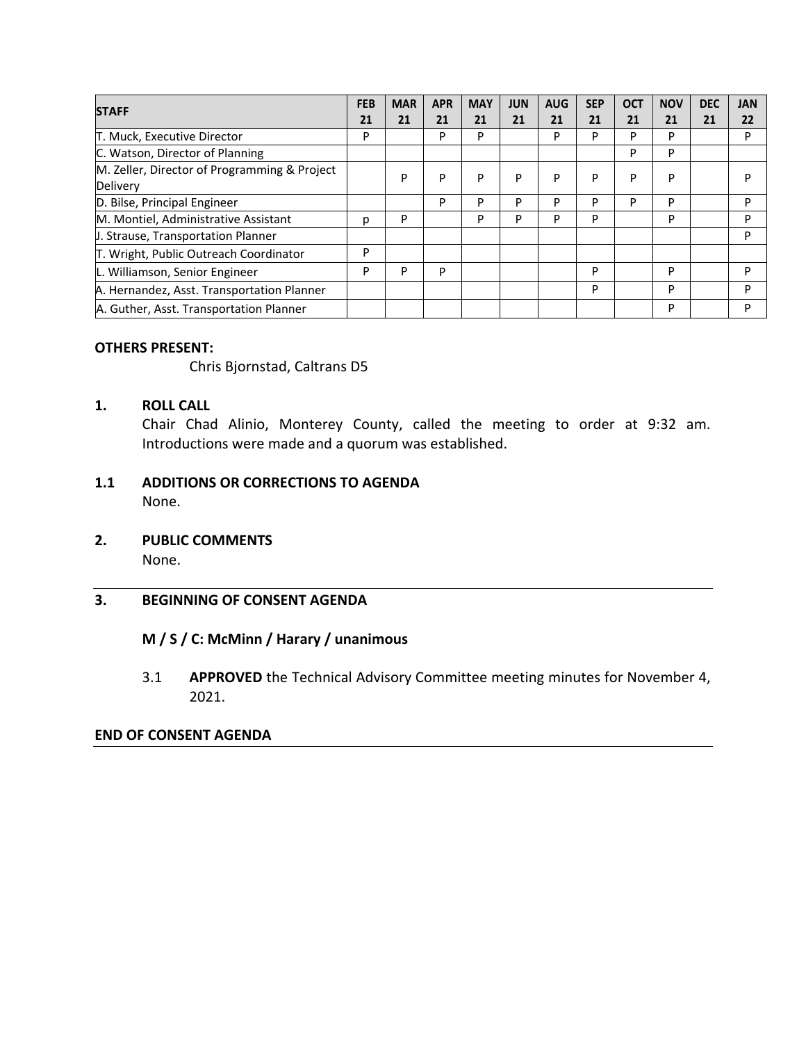| STAFF | FEB 21 | MAR 21 | APR 21 | MAY 21 | JUN 21 | AUG 21 | SEP 21 | OCT 21 | NOV 21 | DEC 21 | JAN 22 |
|---|---|---|---|---|---|---|---|---|---|---|---|
| T. Muck, Executive Director | P | | P | P | | P | P | P | P | | P |
| C. Watson, Director of Planning | | | | | | | | P | P | | |
| M. Zeller, Director of Programming & Project Delivery | | P | P | P | P | P | P | P | P | | P |
| D. Bilse, Principal Engineer | | | P | P | P | P | P | P | P | | P |
| M. Montiel, Administrative Assistant | p | P | | P | P | P | P | | P | | P |
| J. Strause, Transportation Planner | | | | | | | | | | | P |
| T. Wright, Public Outreach Coordinator | P | | | | | | | | | | |
| L. Williamson, Senior Engineer | P | P | P | | | | P | | P | | P |
| A. Hernandez, Asst. Transportation Planner | | | | | | | P | | P | | P |
| A. Guther, Asst. Transportation Planner | | | | | | | | | P | | P |

**OTHERS PRESENT:**

Chris Bjornstad, Caltrans D5

**1. ROLL CALL**

Chair Chad Alinio, Monterey County, called the meeting to order at 9:32 am. Introductions were made and a quorum was established.

**1.1 ADDITIONS OR CORRECTIONS TO AGENDA**

None.

**2. PUBLIC COMMENTS**

None.

---

**3. BEGINNING OF CONSENT AGENDA**

**M / S / C: McMinn / Harary / unanimous**

3.1 **APPROVED** the Technical Advisory Committee meeting minutes for November 4, 2021.

**END OF CONSENT AGENDA**

---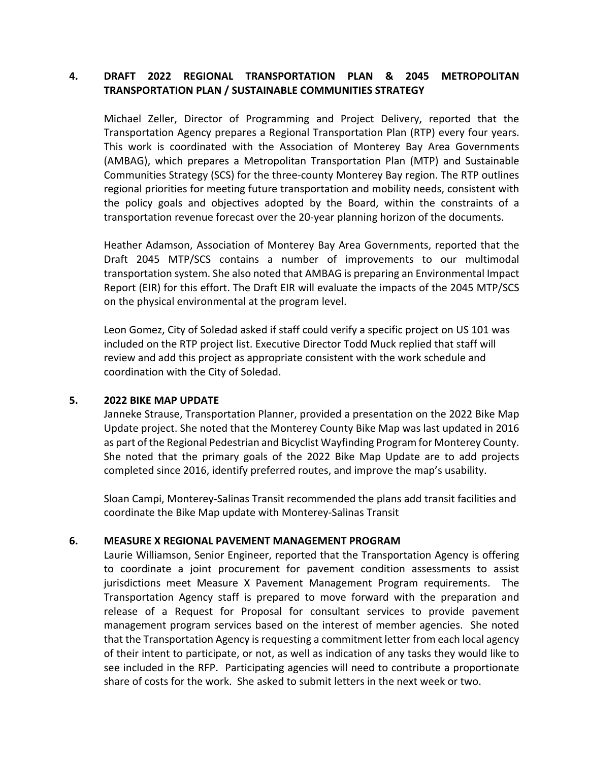## 4. DRAFT 2022 REGIONAL TRANSPORTATION PLAN & 2045 METROPOLITAN TRANSPORTATION PLAN / SUSTAINABLE COMMUNITIES STRATEGY

Michael Zeller, Director of Programming and Project Delivery, reported that the Transportation Agency prepares a Regional Transportation Plan (RTP) every four years. This work is coordinated with the Association of Monterey Bay Area Governments (AMBAG), which prepares a Metropolitan Transportation Plan (MTP) and Sustainable Communities Strategy (SCS) for the three-county Monterey Bay region. The RTP outlines regional priorities for meeting future transportation and mobility needs, consistent with the policy goals and objectives adopted by the Board, within the constraints of a transportation revenue forecast over the 20-year planning horizon of the documents.

Heather Adamson, Association of Monterey Bay Area Governments, reported that the Draft 2045 MTP/SCS contains a number of improvements to our multimodal transportation system. She also noted that AMBAG is preparing an Environmental Impact Report (EIR) for this effort. The Draft EIR will evaluate the impacts of the 2045 MTP/SCS on the physical environmental at the program level.

Leon Gomez, City of Soledad asked if staff could verify a specific project on US 101 was included on the RTP project list. Executive Director Todd Muck replied that staff will review and add this project as appropriate consistent with the work schedule and coordination with the City of Soledad.

## 5. 2022 BIKE MAP UPDATE

Janneke Strause, Transportation Planner, provided a presentation on the 2022 Bike Map Update project. She noted that the Monterey County Bike Map was last updated in 2016 as part of the Regional Pedestrian and Bicyclist Wayfinding Program for Monterey County. She noted that the primary goals of the 2022 Bike Map Update are to add projects completed since 2016, identify preferred routes, and improve the map's usability.

Sloan Campi, Monterey-Salinas Transit recommended the plans add transit facilities and coordinate the Bike Map update with Monterey-Salinas Transit

## 6. MEASURE X REGIONAL PAVEMENT MANAGEMENT PROGRAM

Laurie Williamson, Senior Engineer, reported that the Transportation Agency is offering to coordinate a joint procurement for pavement condition assessments to assist jurisdictions meet Measure X Pavement Management Program requirements. The Transportation Agency staff is prepared to move forward with the preparation and release of a Request for Proposal for consultant services to provide pavement management program services based on the interest of member agencies. She noted that the Transportation Agency is requesting a commitment letter from each local agency of their intent to participate, or not, as well as indication of any tasks they would like to see included in the RFP. Participating agencies will need to contribute a proportionate share of costs for the work. She asked to submit letters in the next week or two.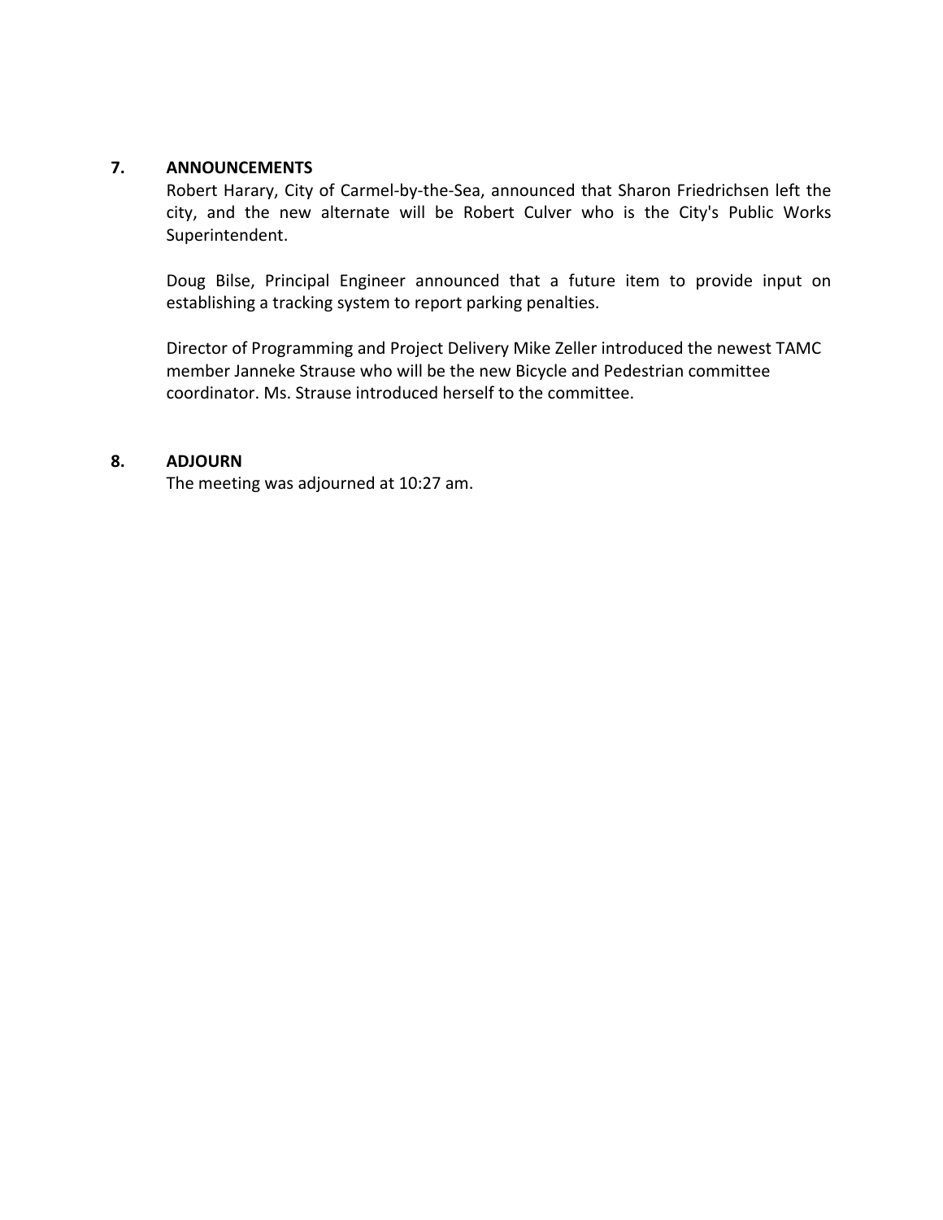## 7. ANNOUNCEMENTS

Robert Harary, City of Carmel-by-the-Sea, announced that Sharon Friedrichsen left the city, and the new alternate will be Robert Culver who is the City's Public Works Superintendent.

Doug Bilse, Principal Engineer announced that a future item to provide input on establishing a tracking system to report parking penalties.

Director of Programming and Project Delivery Mike Zeller introduced the newest TAMC member Janneke Strause who will be the new Bicycle and Pedestrian committee coordinator. Ms. Strause introduced herself to the committee.

## 8. ADJOURN

The meeting was adjourned at 10:27 am.